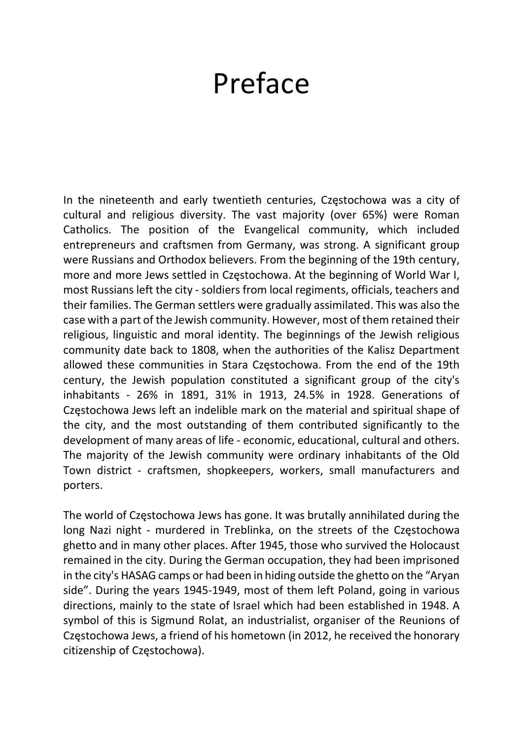# Preface

In the nineteenth and early twentieth centuries, Częstochowa was a city of cultural and religious diversity. The vast majority (over 65%) were Roman Catholics. The position of the Evangelical community, which included entrepreneurs and craftsmen from Germany, was strong. A significant group were Russians and Orthodox believers. From the beginning of the 19th century, more and more Jews settled in Częstochowa. At the beginning of World War I, most Russians left the city - soldiers from local regiments, officials, teachers and their families. The German settlers were gradually assimilated. This was also the case with a part of the Jewish community. However, most of them retained their religious, linguistic and moral identity. The beginnings of the Jewish religious community date back to 1808, when the authorities of the Kalisz Department allowed these communities in Stara Częstochowa. From the end of the 19th century, the Jewish population constituted a significant group of the city's inhabitants - 26% in 1891, 31% in 1913, 24.5% in 1928. Generations of Częstochowa Jews left an indelible mark on the material and spiritual shape of the city, and the most outstanding of them contributed significantly to the development of many areas of life - economic, educational, cultural and others. The majority of the Jewish community were ordinary inhabitants of the Old Town district - craftsmen, shopkeepers, workers, small manufacturers and porters.

The world of Częstochowa Jews has gone. It was brutally annihilated during the long Nazi night - murdered in Treblinka, on the streets of the Częstochowa ghetto and in many other places. After 1945, those who survived the Holocaust remained in the city. During the German occupation, they had been imprisoned in the city's HASAG camps or had been in hiding outside the ghetto on the "Aryan side". During the years 1945-1949, most of them left Poland, going in various directions, mainly to the state of Israel which had been established in 1948. A symbol of this is Sigmund Rolat, an industrialist, organiser of the Reunions of Częstochowa Jews, a friend of his hometown (in 2012, he received the honorary citizenship of Częstochowa).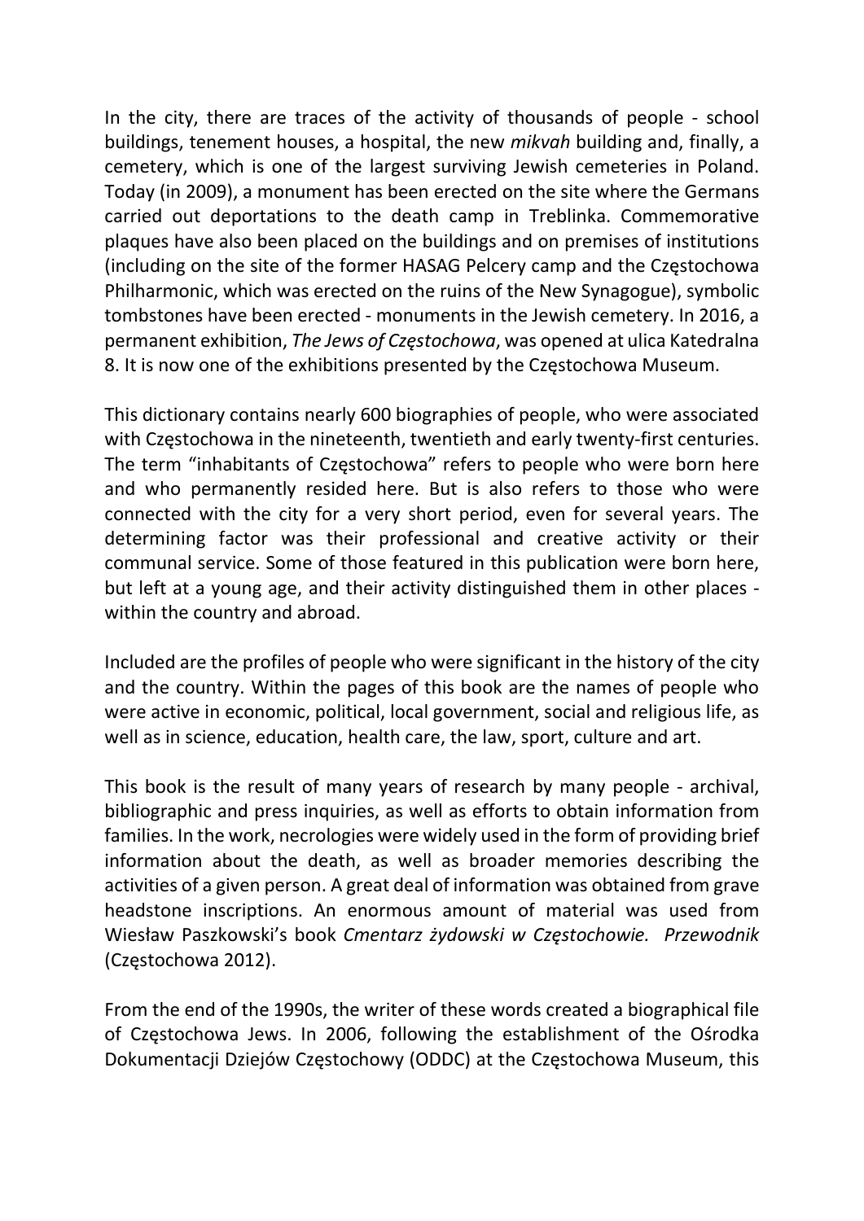In the city, there are traces of the activity of thousands of people - school buildings, tenement houses, a hospital, the new *mikvah* building and, finally, a cemetery, which is one of the largest surviving Jewish cemeteries in Poland. Today (in 2009), a monument has been erected on the site where the Germans carried out deportations to the death camp in Treblinka. Commemorative plaques have also been placed on the buildings and on premises of institutions (including on the site of the former HASAG Pelcery camp and the Częstochowa Philharmonic, which was erected on the ruins of the New Synagogue), symbolic tombstones have been erected - monuments in the Jewish cemetery. In 2016, a permanent exhibition, *The Jews of Częstochowa*, was opened at ulica Katedralna 8. It is now one of the exhibitions presented by the Częstochowa Museum.

This dictionary contains nearly 600 biographies of people, who were associated with Częstochowa in the nineteenth, twentieth and early twenty-first centuries. The term "inhabitants of Częstochowa" refers to people who were born here and who permanently resided here. But is also refers to those who were connected with the city for a very short period, even for several years. The determining factor was their professional and creative activity or their communal service. Some of those featured in this publication were born here, but left at a young age, and their activity distinguished them in other places - within the country and abroad.

Included are the profiles of people who were significant in the history of the city and the country. Within the pages of this book are the names of people who were active in economic, political, local government, social and religious life, as well as in science, education, health care, the law, sport, culture and art.

This book is the result of many years of research by many people - archival, bibliographic and press inquiries, as well as efforts to obtain information from families. In the work, necrologies were widely used in the form of providing brief information about the death, as well as broader memories describing the activities of a given person. A great deal of information was obtained from grave headstone inscriptions. An enormous amount of material was used from Wiesław Paszkowski's book *Cmentarz żydowski w Częstochowie. Przewodnik* (Częstochowa 2012).

From the end of the 1990s, the writer of these words created a biographical file of Częstochowa Jews. In 2006, following the establishment of the Ośrodka Dokumentacji Dziejów Częstochowy (ODDC) at the Częstochowa Museum, this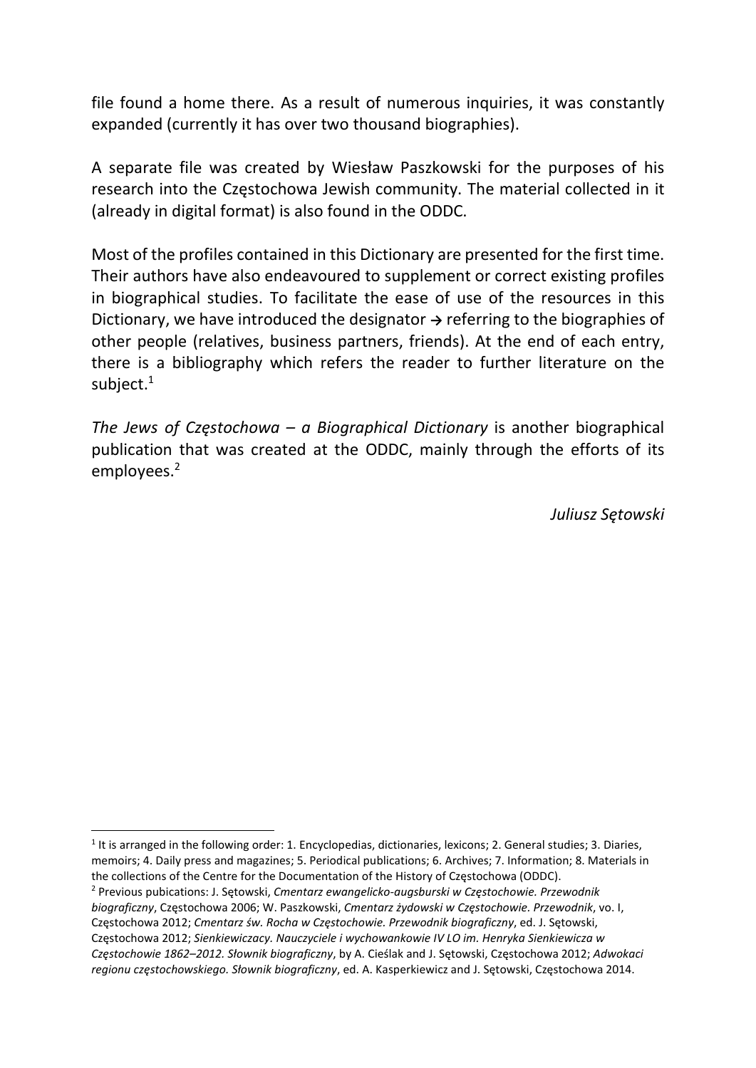file found a home there. As a result of numerous inquiries, it was constantly expanded (currently it has over two thousand biographies).

A separate file was created by Wiesław Paszkowski for the purposes of his research into the Częstochowa Jewish community. The material collected in it (already in digital format) is also found in the ODDC.

Most of the profiles contained in this Dictionary are presented for the first time. Their authors have also endeavoured to supplement or correct existing profiles in biographical studies. To facilitate the ease of use of the resources in this Dictionary, we have introduced the designator → referring to the biographies of other people (relatives, business partners, friends). At the end of each entry, there is a bibliography which refers the reader to further literature on the subject.[1]

*The Jews of Częstochowa – a Biographical Dictionary* is another biographical publication that was created at the ODDC, mainly through the efforts of its employees.[2]

*Juliusz Sętowski*

---

[1] It is arranged in the following order: 1. Encyclopedias, dictionaries, lexicons; 2. General studies; 3. Diaries, memoirs; 4. Daily press and magazines; 5. Periodical publications; 6. Archives; 7. Information; 8. Materials in the collections of the Centre for the Documentation of the History of Częstochowa (ODDC).

[2] Previous pubications: J. Sętowski, *Cmentarz ewangelicko-augsburski w Częstochowie. Przewodnik biograficzny*, Częstochowa 2006; W. Paszkowski, *Cmentarz żydowski w Częstochowie. Przewodnik*, vo. I, Częstochowa 2012; *Cmentarz św. Rocha w Częstochowie. Przewodnik biograficzny*, ed. J. Sętowski, Częstochowa 2012; *Sienkiewiczacy. Nauczyciele i wychowankowie IV LO im. Henryka Sienkiewicza w Częstochowie 1862–2012. Słownik biograficzny*, by A. Cieślak and J. Sętowski, Częstochowa 2012; *Adwokaci regionu częstochowskiego. Słownik biograficzny*, ed. A. Kasperkiewicz and J. Sętowski, Częstochowa 2014.